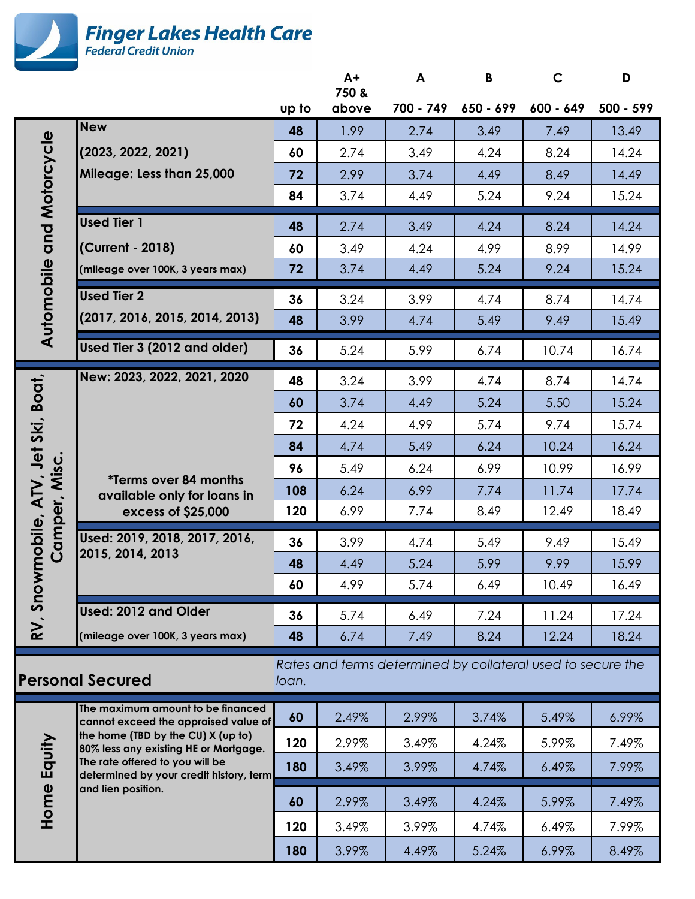# Finger Lakes Health Care
## Federal Credit Union

| Category | Description | up to | A+ 750 & above | A 700 - 749 | B 650 - 699 | C 600 - 649 | D 500 - 599 |
|---|---|---|---|---|---|---|---|
| Automobile and Motorcycle | New (2023, 2022, 2021) Mileage: Less than 25,000 | 48 | 1.99 | 2.74 | 3.49 | 7.49 | 13.49 |
| | | 60 | 2.74 | 3.49 | 4.24 | 8.24 | 14.24 |
| | | 72 | 2.99 | 3.74 | 4.49 | 8.49 | 14.49 |
| | | 84 | 3.74 | 4.49 | 5.24 | 9.24 | 15.24 |
| | Used Tier 1 (Current - 2018) (mileage over 100K, 3 years max) | 48 | 2.74 | 3.49 | 4.24 | 8.24 | 14.24 |
| | | 60 | 3.49 | 4.24 | 4.99 | 8.99 | 14.99 |
| | | 72 | 3.74 | 4.49 | 5.24 | 9.24 | 15.24 |
| | Used Tier 2 (2017, 2016, 2015, 2014, 2013) | 36 | 3.24 | 3.99 | 4.74 | 8.74 | 14.74 |
| | | 48 | 3.99 | 4.74 | 5.49 | 9.49 | 15.49 |
| | Used Tier 3 (2012 and older) | 36 | 5.24 | 5.99 | 6.74 | 10.74 | 16.74 |
| RV, Snowmobile, ATV, Jet Ski, Boat, Camper, Misc. | New: 2023, 2022, 2021, 2020 | 48 | 3.24 | 3.99 | 4.74 | 8.74 | 14.74 |
| | | 60 | 3.74 | 4.49 | 5.24 | 5.50 | 15.24 |
| | | 72 | 4.24 | 4.99 | 5.74 | 9.74 | 15.74 |
| | | 84 | 4.74 | 5.49 | 6.24 | 10.24 | 16.24 |
| | *Terms over 84 months available only for loans in excess of $25,000 | 96 | 5.49 | 6.24 | 6.99 | 10.99 | 16.99 |
| | | 108 | 6.24 | 6.99 | 7.74 | 11.74 | 17.74 |
| | | 120 | 6.99 | 7.74 | 8.49 | 12.49 | 18.49 |
| | Used: 2019, 2018, 2017, 2016, 2015, 2014, 2013 | 36 | 3.99 | 4.74 | 5.49 | 9.49 | 15.49 |
| | | 48 | 4.49 | 5.24 | 5.99 | 9.99 | 15.99 |
| | | 60 | 4.99 | 5.74 | 6.49 | 10.49 | 16.49 |
| | Used: 2012 and Older (mileage over 100K, 3 years max) | 36 | 5.74 | 6.49 | 7.24 | 11.24 | 17.24 |
| | | 48 | 6.74 | 7.49 | 8.24 | 12.24 | 18.24 |
| Personal Secured | | *Rates and terms determined by collateral used to secure the loan.* | | | | | |
| Home Equity | The maximum amount to be financed cannot exceed the appraised value of the home (TBD by the CU) X (up to) 80% less any existing HE or Mortgage. The rate offered to you will be determined by your credit history, term and lien position. | 60 | 2.49% | 2.99% | 3.74% | 5.49% | 6.99% |
| | | 120 | 2.99% | 3.49% | 4.24% | 5.99% | 7.49% |
| | | 180 | 3.49% | 3.99% | 4.74% | 6.49% | 7.99% |
| | | 60 | 2.99% | 3.49% | 4.24% | 5.99% | 7.49% |
| | | 120 | 3.49% | 3.99% | 4.74% | 6.49% | 7.99% |
| | | 180 | 3.99% | 4.49% | 5.24% | 6.99% | 8.49% |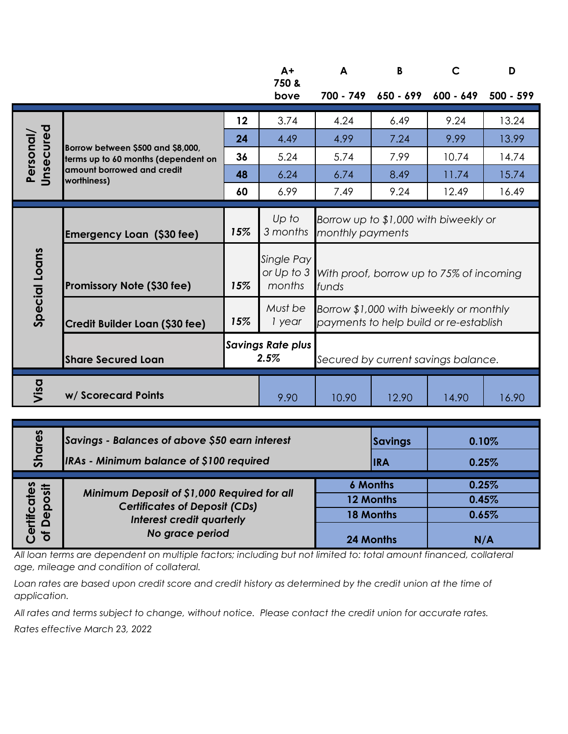| | | | A+ 750 & bove | A 700 - 749 | B 650 - 699 | C 600 - 649 | D 500 - 599 |
|---|---|---|---|---|---|---|---|
| **Personal/ Unsecured** | **Borrow between $500 and $8,000, terms up to 60 months (dependent on amount borrowed and credit worthiness)** | **12** | 3.74 | 4.24 | 6.49 | 9.24 | 13.24 |
| | | **24** | 4.49 | 4.99 | 7.24 | 9.99 | 13.99 |
| | | **36** | 5.24 | 5.74 | 7.99 | 10.74 | 14.74 |
| | | **48** | 6.24 | 6.74 | 8.49 | 11.74 | 15.74 |
| | | **60** | 6.99 | 7.49 | 9.24 | 12.49 | 16.49 |
| **Special Loans** | **Emergency Loan ($30 fee)** | ***15%*** | *Up to 3 months* | *Borrow up to $1,000 with biweekly or monthly payments* | | | |
| | **Promissory Note ($30 fee)** | ***15%*** | *Single Pay or Up to 3 months* | *With proof, borrow up to 75% of incoming funds* | | | |
| | **Credit Builder Loan ($30 fee)** | ***15%*** | *Must be 1 year* | *Borrow $1,000 with biweekly or monthly payments to help build or re-establish* | | | |
| | **Share Secured Loan** | ***Savings Rate plus 2.5%*** | | *Secured by current savings balance.* | | | |
| **Visa** | **w/ Scorecard Points** | | 9.90 | 10.90 | 12.90 | 14.90 | 16.90 |

| | | | |
|---|---|---|---|
| **Shares** | ***Savings - Balances of above $50 earn interest*** | **Savings** | **0.10%** |
| | ***IRAs - Minimum balance of $100 required*** | **IRA** | **0.25%** |
| **Certificates of Deposit** | ***Minimum Deposit of $1,000 Required for all Certificates of Deposit (CDs) Interest credit quarterly No grace period*** | **6 Months** | **0.25%** |
| | | **12 Months** | **0.45%** |
| | | **18 Months** | **0.65%** |
| | | **24 Months** | **N/A** |

*All loan terms are dependent on multiple factors; including but not limited to: total amount financed, collateral age, mileage and condition of collateral.*

*Loan rates are based upon credit score and credit history as determined by the credit union at the time of application.*

*All rates and terms subject to change, without notice. Please contact the credit union for accurate rates.*

*Rates effective March 23, 2022*